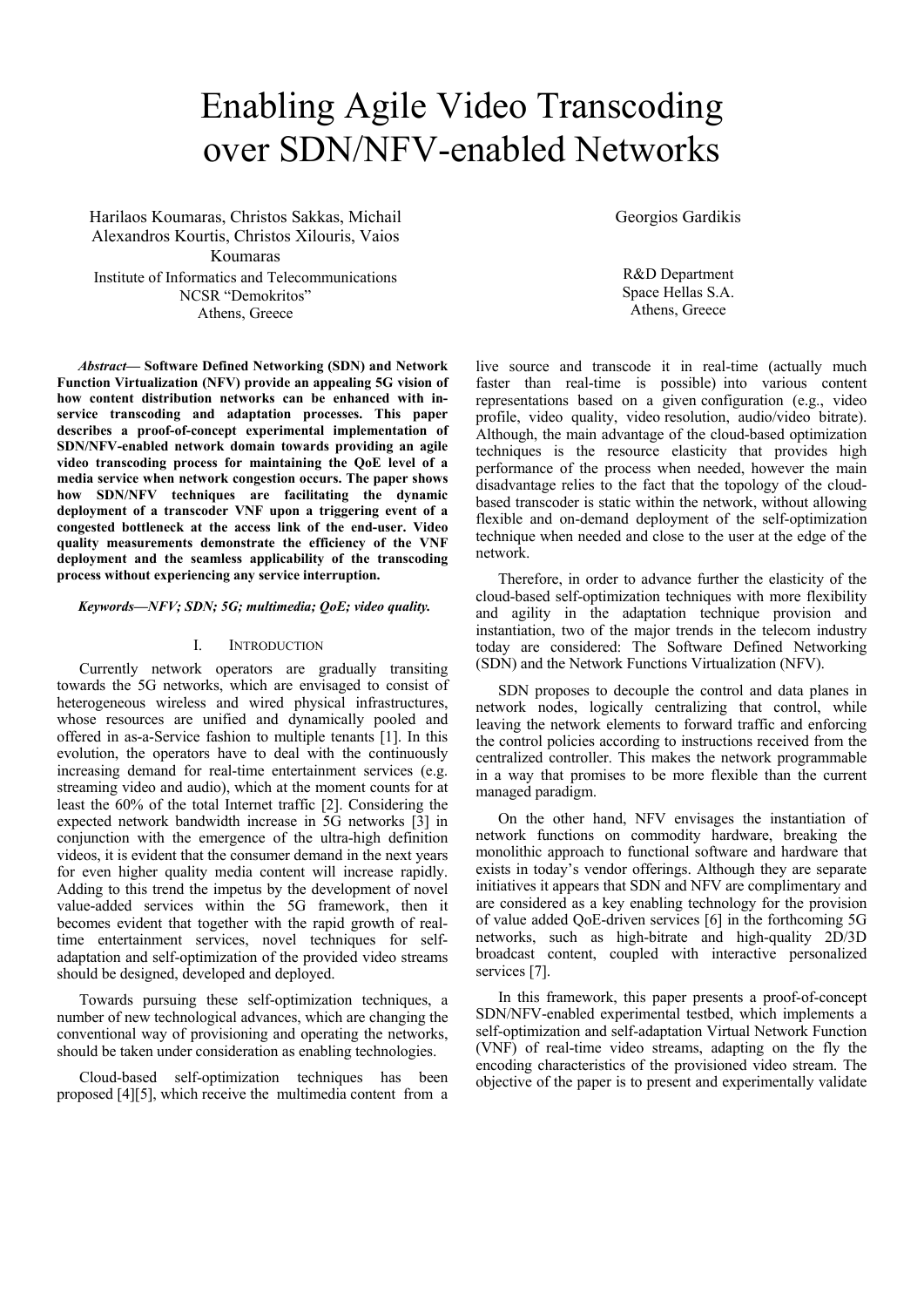# Enabling Agile Video Transcoding over SDN/NFV-enabled Networks

Harilaos Koumaras, Christos Sakkas, Michail Alexandros Kourtis, Christos Xilouris, Vaios Koumaras
Institute of Informatics and Telecommunications
NCSR "Demokritos"
Athens, Greece

Georgios Gardikis
R&D Department
Space Hellas S.A.
Athens, Greece

***Abstract*— Software Defined Networking (SDN) and Network Function Virtualization (NFV) provide an appealing 5G vision of how content distribution networks can be enhanced with in-service transcoding and adaptation processes. This paper describes a proof-of-concept experimental implementation of SDN/NFV-enabled network domain towards providing an agile video transcoding process for maintaining the QoE level of a media service when network congestion occurs. The paper shows how SDN/NFV techniques are facilitating the dynamic deployment of a transcoder VNF upon a triggering event of a congested bottleneck at the access link of the end-user. Video quality measurements demonstrate the efficiency of the VNF deployment and the seamless applicability of the transcoding process without experiencing any service interruption.**

***Keywords—NFV; SDN; 5G; multimedia; QoE; video quality.***

## I. Introduction

Currently network operators are gradually transiting towards the 5G networks, which are envisaged to consist of heterogeneous wireless and wired physical infrastructures, whose resources are unified and dynamically pooled and offered in as-a-Service fashion to multiple tenants [1]. In this evolution, the operators have to deal with the continuously increasing demand for real-time entertainment services (e.g. streaming video and audio), which at the moment counts for at least the 60% of the total Internet traffic [2]. Considering the expected network bandwidth increase in 5G networks [3] in conjunction with the emergence of the ultra-high definition videos, it is evident that the consumer demand in the next years for even higher quality media content will increase rapidly. Adding to this trend the impetus by the development of novel value-added services within the 5G framework, then it becomes evident that together with the rapid growth of real-time entertainment services, novel techniques for self-adaptation and self-optimization of the provided video streams should be designed, developed and deployed.

Towards pursuing these self-optimization techniques, a number of new technological advances, which are changing the conventional way of provisioning and operating the networks, should be taken under consideration as enabling technologies.

Cloud-based self-optimization techniques has been proposed [4][5], which receive the multimedia content from a live source and transcode it in real-time (actually much faster than real-time is possible) into various content representations based on a given configuration (e.g., video profile, video quality, video resolution, audio/video bitrate). Although, the main advantage of the cloud-based optimization techniques is the resource elasticity that provides high performance of the process when needed, however the main disadvantage relies to the fact that the topology of the cloud-based transcoder is static within the network, without allowing flexible and on-demand deployment of the self-optimization technique when needed and close to the user at the edge of the network.

Therefore, in order to advance further the elasticity of the cloud-based self-optimization techniques with more flexibility and agility in the adaptation technique provision and instantiation, two of the major trends in the telecom industry today are considered: The Software Defined Networking (SDN) and the Network Functions Virtualization (NFV).

SDN proposes to decouple the control and data planes in network nodes, logically centralizing that control, while leaving the network elements to forward traffic and enforcing the control policies according to instructions received from the centralized controller. This makes the network programmable in a way that promises to be more flexible than the current managed paradigm.

On the other hand, NFV envisages the instantiation of network functions on commodity hardware, breaking the monolithic approach to functional software and hardware that exists in today's vendor offerings. Although they are separate initiatives it appears that SDN and NFV are complimentary and are considered as a key enabling technology for the provision of value added QoE-driven services [6] in the forthcoming 5G networks, such as high-bitrate and high-quality 2D/3D broadcast content, coupled with interactive personalized services [7].

In this framework, this paper presents a proof-of-concept SDN/NFV-enabled experimental testbed, which implements a self-optimization and self-adaptation Virtual Network Function (VNF) of real-time video streams, adapting on the fly the encoding characteristics of the provisioned video stream. The objective of the paper is to present and experimentally validate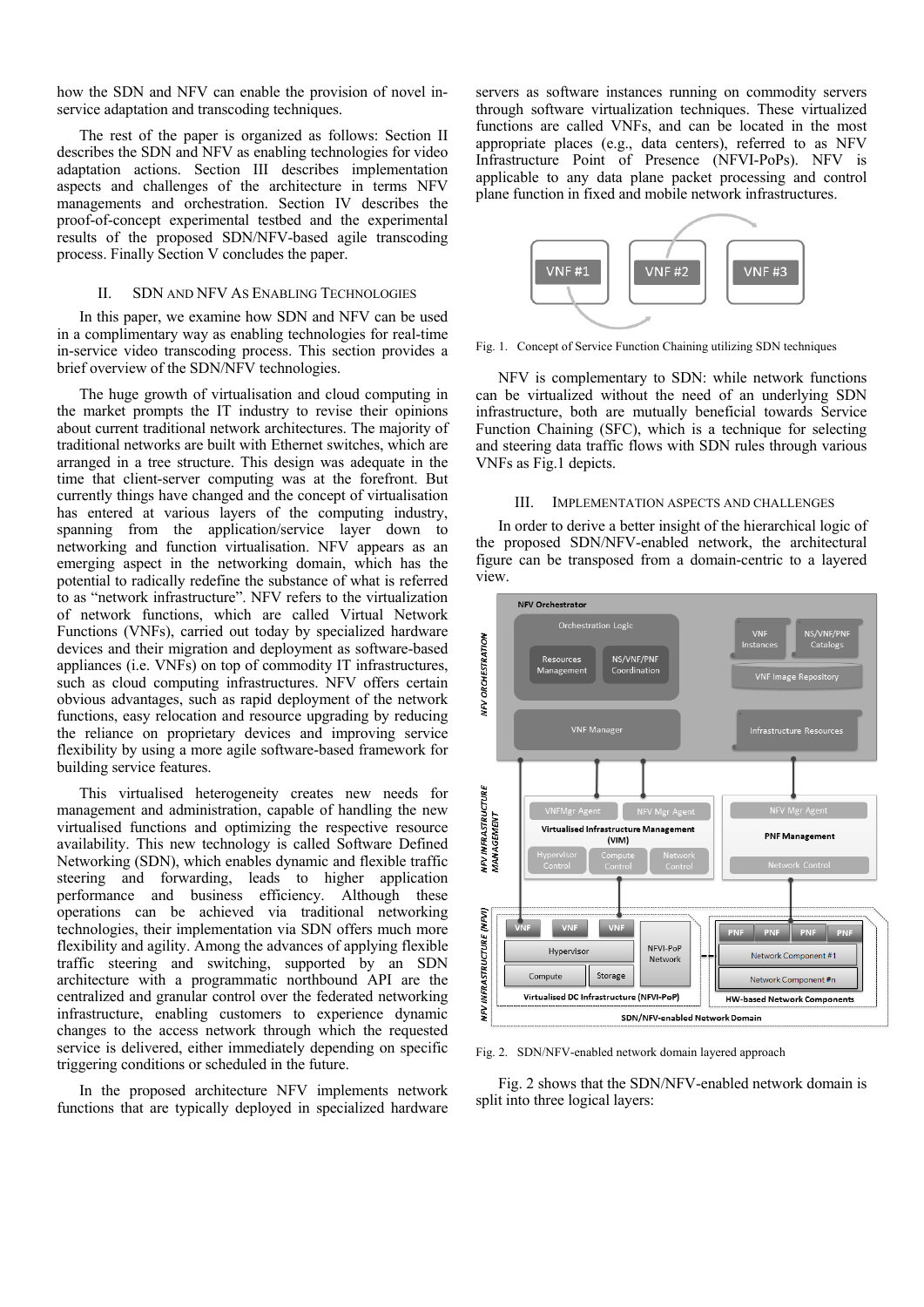how the SDN and NFV can enable the provision of novel in-service adaptation and transcoding techniques.

The rest of the paper is organized as follows: Section II describes the SDN and NFV as enabling technologies for video adaptation actions. Section III describes implementation aspects and challenges of the architecture in terms NFV managements and orchestration. Section IV describes the proof-of-concept experimental testbed and the experimental results of the proposed SDN/NFV-based agile transcoding process. Finally Section V concludes the paper.

## II. SDN AND NFV AS ENABLING TECHNOLOGIES

In this paper, we examine how SDN and NFV can be used in a complimentary way as enabling technologies for real-time in-service video transcoding process. This section provides a brief overview of the SDN/NFV technologies.

The huge growth of virtualisation and cloud computing in the market prompts the IT industry to revise their opinions about current traditional network architectures. The majority of traditional networks are built with Ethernet switches, which are arranged in a tree structure. This design was adequate in the time that client-server computing was at the forefront. But currently things have changed and the concept of virtualisation has entered at various layers of the computing industry, spanning from the application/service layer down to networking and function virtualisation. NFV appears as an emerging aspect in the networking domain, which has the potential to radically redefine the substance of what is referred to as "network infrastructure". NFV refers to the virtualization of network functions, which are called Virtual Network Functions (VNFs), carried out today by specialized hardware devices and their migration and deployment as software-based appliances (i.e. VNFs) on top of commodity IT infrastructures, such as cloud computing infrastructures. NFV offers certain obvious advantages, such as rapid deployment of the network functions, easy relocation and resource upgrading by reducing the reliance on proprietary devices and improving service flexibility by using a more agile software-based framework for building service features.

This virtualised heterogeneity creates new needs for management and administration, capable of handling the new virtualised functions and optimizing the respective resource availability. This new technology is called Software Defined Networking (SDN), which enables dynamic and flexible traffic steering and forwarding, leads to higher application performance and business efficiency. Although these operations can be achieved via traditional networking technologies, their implementation via SDN offers much more flexibility and agility. Among the advances of applying flexible traffic steering and switching, supported by an SDN architecture with a programmatic northbound API are the centralized and granular control over the federated networking infrastructure, enabling customers to experience dynamic changes to the access network through which the requested service is delivered, either immediately depending on specific triggering conditions or scheduled in the future.

In the proposed architecture NFV implements network functions that are typically deployed in specialized hardware servers as software instances running on commodity servers through software virtualization techniques. These virtualized functions are called VNFs, and can be located in the most appropriate places (e.g., data centers), referred to as NFV Infrastructure Point of Presence (NFVI-PoPs). NFV is applicable to any data plane packet processing and control plane function in fixed and mobile network infrastructures.

VNF #1
VNF #2
VNF #3

Fig. 1. Concept of Service Function Chaining utilizing SDN techniques

NFV is complementary to SDN: while network functions can be virtualized without the need of an underlying SDN infrastructure, both are mutually beneficial towards Service Function Chaining (SFC), which is a technique for selecting and steering data traffic flows with SDN rules through various VNFs as Fig.1 depicts.

## III. IMPLEMENTATION ASPECTS AND CHALLENGES

In order to derive a better insight of the hierarchical logic of the proposed SDN/NFV-enabled network, the architectural figure can be transposed from a domain-centric to a layered view.

NFV Orchestrator
Orchestration Logic
Resources Management
NS/VNF/PNF Coordination
VNF Instances
NS/VNF/PNF Catalogs
VNF Image Repository
VNF Manager
Infrastructure Resources
NFV ORCHESTRATION
NFV INFRASTRUCTURE MANAGEMENT
VNFMgr Agent
NFV Mgr Agent
Virtualised Infrastructure Management (VIM)
Hypervisor Control
Compute Control
Network Control
NFV Mgr Agent
PNF Management
Network Control
NFV INFRASTRUCTURE (NFVI)
VNF
VNF
VNF
Hypervisor
NFVI-PoP Network
Compute
Storage
Virtualised DC Infrastructure (NFVI-PoP)
PNF
PNF
PNF
PNF
Network Component #1
Network Component #n
HW-based Network Components
SDN/NFV-enabled Network Domain

Fig. 2. SDN/NFV-enabled network domain layered approach

Fig. 2 shows that the SDN/NFV-enabled network domain is split into three logical layers: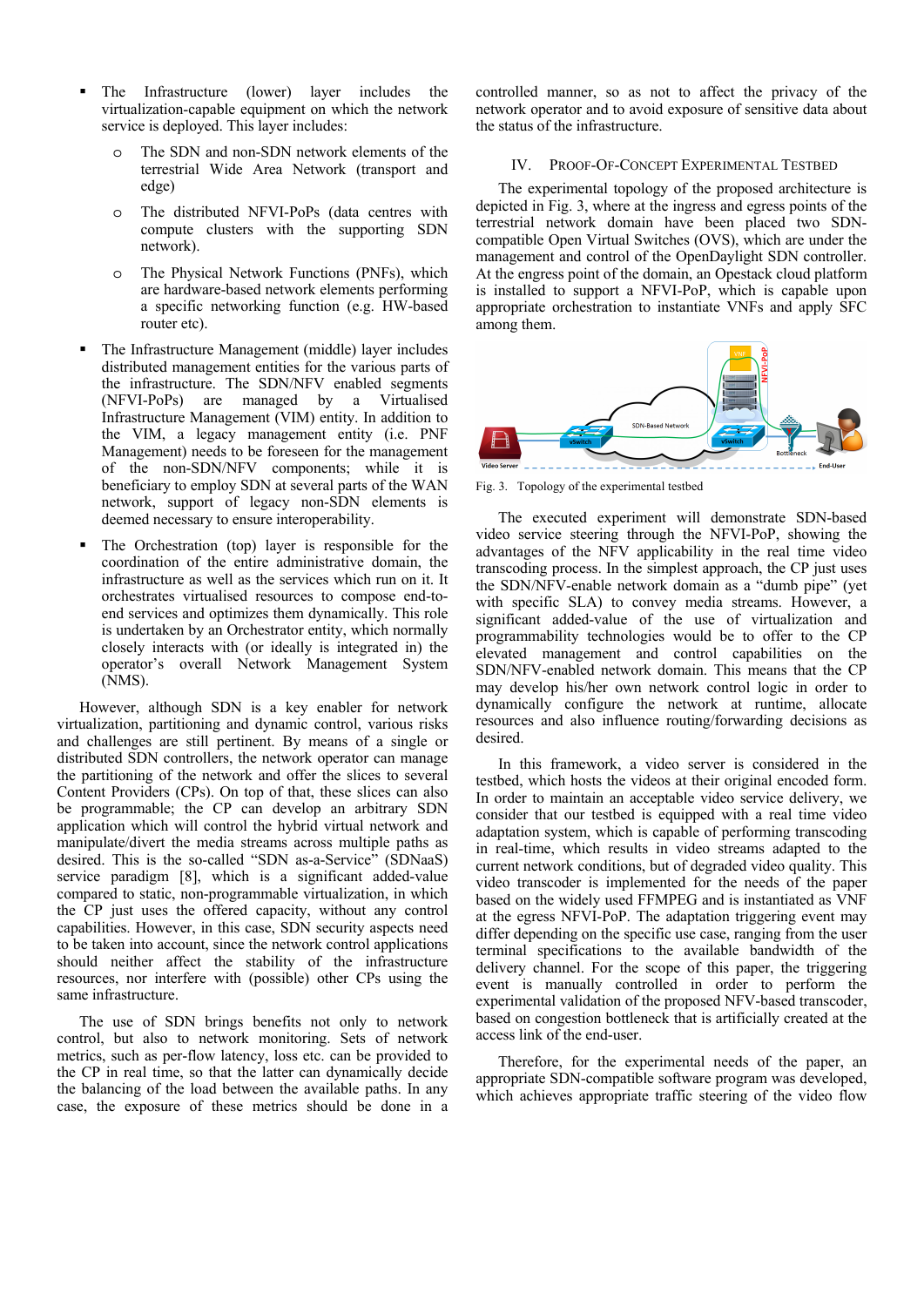- The Infrastructure (lower) layer includes the virtualization-capable equipment on which the network service is deployed. This layer includes:
  - The SDN and non-SDN network elements of the terrestrial Wide Area Network (transport and edge)
  - The distributed NFVI-PoPs (data centres with compute clusters with the supporting SDN network).
  - The Physical Network Functions (PNFs), which are hardware-based network elements performing a specific networking function (e.g. HW-based router etc).
- The Infrastructure Management (middle) layer includes distributed management entities for the various parts of the infrastructure. The SDN/NFV enabled segments (NFVI-PoPs) are managed by a Virtualised Infrastructure Management (VIM) entity. In addition to the VIM, a legacy management entity (i.e. PNF Management) needs to be foreseen for the management of the non-SDN/NFV components; while it is beneficiary to employ SDN at several parts of the WAN network, support of legacy non-SDN elements is deemed necessary to ensure interoperability.
- The Orchestration (top) layer is responsible for the coordination of the entire administrative domain, the infrastructure as well as the services which run on it. It orchestrates virtualised resources to compose end-to-end services and optimizes them dynamically. This role is undertaken by an Orchestrator entity, which normally closely interacts with (or ideally is integrated in) the operator's overall Network Management System (NMS).

However, although SDN is a key enabler for network virtualization, partitioning and dynamic control, various risks and challenges are still pertinent. By means of a single or distributed SDN controllers, the network operator can manage the partitioning of the network and offer the slices to several Content Providers (CPs). On top of that, these slices can also be programmable; the CP can develop an arbitrary SDN application which will control the hybrid virtual network and manipulate/divert the media streams across multiple paths as desired. This is the so-called "SDN as-a-Service" (SDNaaS) service paradigm [8], which is a significant added-value compared to static, non-programmable virtualization, in which the CP just uses the offered capacity, without any control capabilities. However, in this case, SDN security aspects need to be taken into account, since the network control applications should neither affect the stability of the infrastructure resources, nor interfere with (possible) other CPs using the same infrastructure.

The use of SDN brings benefits not only to network control, but also to network monitoring. Sets of network metrics, such as per-flow latency, loss etc. can be provided to the CP in real time, so that the latter can dynamically decide the balancing of the load between the available paths. In any case, the exposure of these metrics should be done in a controlled manner, so as not to affect the privacy of the network operator and to avoid exposure of sensitive data about the status of the infrastructure.

## IV. Proof-Of-Concept Experimental Testbed

The experimental topology of the proposed architecture is depicted in Fig. 3, where at the ingress and egress points of the terrestrial network domain have been placed two SDN-compatible Open Virtual Switches (OVS), which are under the management and control of the OpenDaylight SDN controller. At the engress point of the domain, an Opestack cloud platform is installed to support a NFVI-PoP, which is capable upon appropriate orchestration to instantiate VNFs and apply SFC among them.

VNF
NFVI-PoP
SDN-Based Network
vSwitch
vSwitch
Bottleneck
Video Server
End-User

Fig. 3. Topology of the experimental testbed

The executed experiment will demonstrate SDN-based video service steering through the NFVI-PoP, showing the advantages of the NFV applicability in the real time video transcoding process. In the simplest approach, the CP just uses the SDN/NFV-enable network domain as a "dumb pipe" (yet with specific SLA) to convey media streams. However, a significant added-value of the use of virtualization and programmability technologies would be to offer to the CP elevated management and control capabilities on the SDN/NFV-enabled network domain. This means that the CP may develop his/her own network control logic in order to dynamically configure the network at runtime, allocate resources and also influence routing/forwarding decisions as desired.

In this framework, a video server is considered in the testbed, which hosts the videos at their original encoded form. In order to maintain an acceptable video service delivery, we consider that our testbed is equipped with a real time video adaptation system, which is capable of performing transcoding in real-time, which results in video streams adapted to the current network conditions, but of degraded video quality. This video transcoder is implemented for the needs of the paper based on the widely used FFMPEG and is instantiated as VNF at the egress NFVI-PoP. The adaptation triggering event may differ depending on the specific use case, ranging from the user terminal specifications to the available bandwidth of the delivery channel. For the scope of this paper, the triggering event is manually controlled in order to perform the experimental validation of the proposed NFV-based transcoder, based on congestion bottleneck that is artificially created at the access link of the end-user.

Therefore, for the experimental needs of the paper, an appropriate SDN-compatible software program was developed, which achieves appropriate traffic steering of the video flow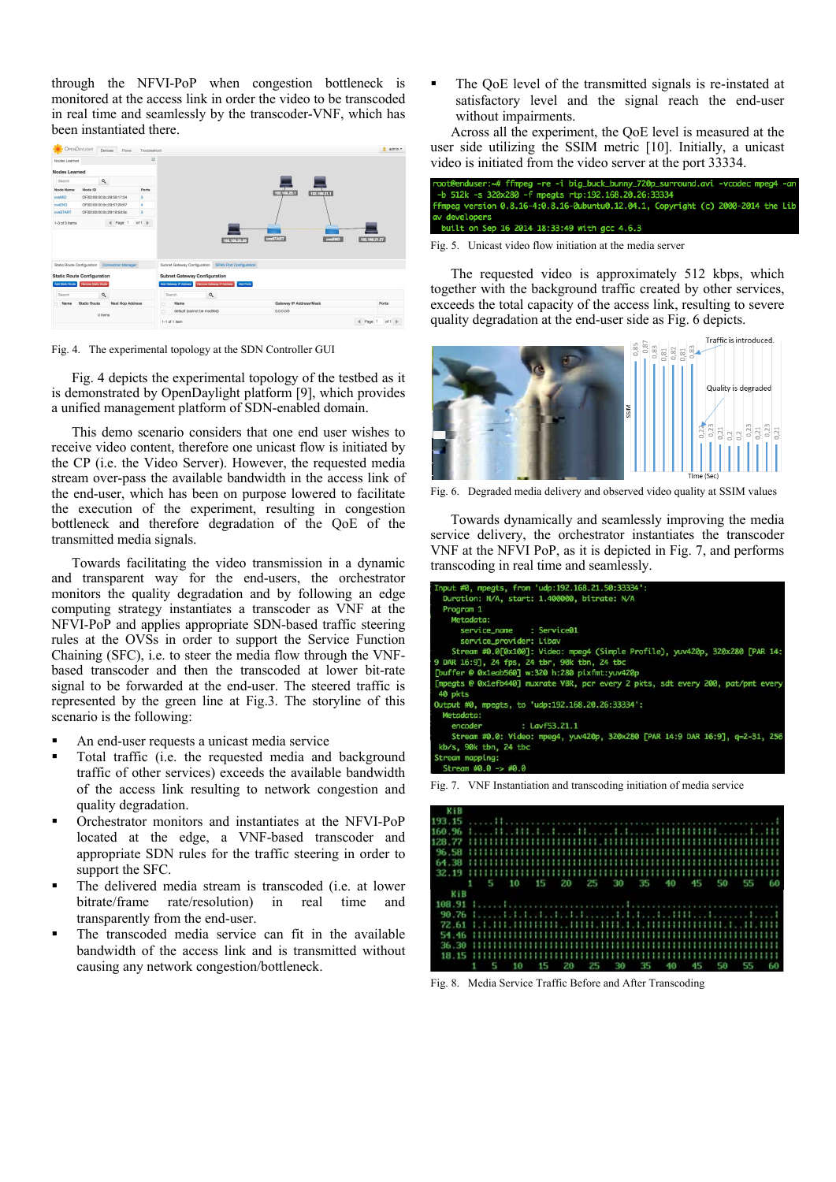through the NFVI-PoP when congestion bottleneck is monitored at the access link in order the video to be transcoded in real time and seamlessly by the transcoder-VNF, which has been instantiated there.

Fig. 4. The experimental topology at the SDN Controller GUI

Fig. 4 depicts the experimental topology of the testbed as it is demonstrated by OpenDaylight platform [9], which provides a unified management platform of SDN-enabled domain.

This demo scenario considers that one end user wishes to receive video content, therefore one unicast flow is initiated by the CP (i.e. the Video Server). However, the requested media stream over-pass the available bandwidth in the access link of the end-user, which has been on purpose lowered to facilitate the execution of the experiment, resulting in congestion bottleneck and therefore degradation of the QoE of the transmitted media signals.

Towards facilitating the video transmission in a dynamic and transparent way for the end-users, the orchestrator monitors the quality degradation and by following an edge computing strategy instantiates a transcoder as VNF at the NFVI-PoP and applies appropriate SDN-based traffic steering rules at the OVSs in order to support the Service Function Chaining (SFC), i.e. to steer the media flow through the VNF-based transcoder and then the transcoded at lower bit-rate signal to be forwarded at the end-user. The steered traffic is represented by the green line at Fig.3. The storyline of this scenario is the following:

- An end-user requests a unicast media service
- Total traffic (i.e. the requested media and background traffic of other services) exceeds the available bandwidth of the access link resulting to network congestion and quality degradation.
- Orchestrator monitors and instantiates at the NFVI-PoP located at the edge, a VNF-based transcoder and appropriate SDN rules for the traffic steering in order to support the SFC.
- The delivered media stream is transcoded (i.e. at lower bitrate/frame rate/resolution) in real time and transparently from the end-user.
- The transcoded media service can fit in the available bandwidth of the access link and is transmitted without causing any network congestion/bottleneck.
- The QoE level of the transmitted signals is re-instated at satisfactory level and the signal reach the end-user without impairments.

Across all the experiment, the QoE level is measured at the user side utilizing the SSIM metric [10]. Initially, a unicast video is initiated from the video server at the port 33334.

```
root@enduser:~# ffmpeg -re -i big_buck_bunny_720p_surround.avi -vcodec mpeg4 -an -b 512k -s 320x280 -f mpegts rtp:192.168.20.26:33334
ffmpeg version 0.8.16-4:0.8.16-0ubuntu0.12.04.1, Copyright (c) 2000-2014 the Libav developers
  built on Sep 16 2014 18:33:49 with gcc 4.6.3
```

Fig. 5. Unicast video flow initiation at the media server

The requested video is approximately 512 kbps, which together with the background traffic created by other services, exceeds the total capacity of the access link, resulting to severe quality degradation at the end-user side as Fig. 6 depicts.

Traffic is introduced.
Quality is degraded
SSIM
Time (Sec)
0.85 0.87 0.83 0.82 0.82 0.81 0.83
0.21 0.23 0.21 0.2 0.2 0.23 0.21 0.23 0.21

Fig. 6. Degraded media delivery and observed video quality at SSIM values

Towards dynamically and seamlessly improving the media service delivery, the orchestrator instantiates the transcoder VNF at the NFVI PoP, as it is depicted in Fig. 7, and performs transcoding in real time and seamlessly.

```
Input #0, mpegts, from 'udp:192.168.21.50:33334':
  Duration: N/A, start: 1.400000, bitrate: N/A
  Program 1
    Metadata:
      service_name    : Service01
      service_provider: Libav
    Stream #0.0[0x100]: Video: mpeg4 (Simple Profile), yuv420p, 320x280 [PAR 14:9 DAR 16:9], 24 fps, 24 tbr, 90k tbn, 24 tbc
[buffer @ 0x1eab560] w:320 h:280 pixfmt:yuv420p
[mpegts @ 0x1efb440] muxrate VBR, pcr every 2 pkts, sdt every 200, pat/pmt every 40 pkts
Output #0, mpegts, to 'udp:192.168.20.26:33334':
  Metadata:
    encoder         : Lavf53.21.1
    Stream #0.0: Video: mpeg4, yuv420p, 320x280 [PAR 14:9 DAR 16:9], q=2-31, 256 kb/s, 90k tbn, 24 tbc
Stream mapping:
  Stream #0.0 -> #0.0
```

Fig. 7. VNF Instantiation and transcoding initiation of media service

KiB
193.15
160.96
128.77
96.58
64.38
32.19
1 5 10 15 20 25 30 35 40 45 50 55 60
KiB
108.91
90.76
72.61
54.46
36.30
18.15
1 5 10 15 20 25 30 35 40 45 50 55 60

Fig. 8. Media Service Traffic Before and After Transcoding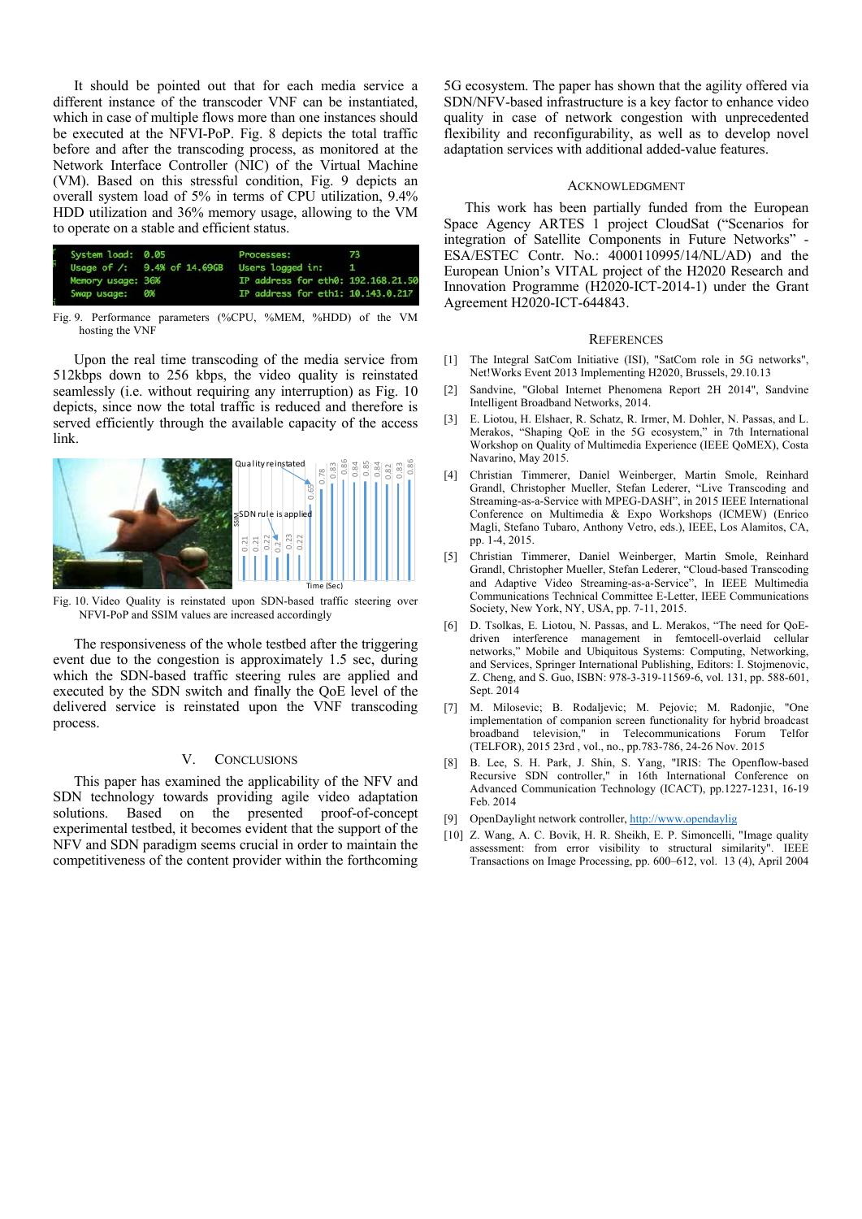It should be pointed out that for each media service a different instance of the transcoder VNF can be instantiated, which in case of multiple flows more than one instances should be executed at the NFVI-PoP. Fig. 8 depicts the total traffic before and after the transcoding process, as monitored at the Network Interface Controller (NIC) of the Virtual Machine (VM). Based on this stressful condition, Fig. 9 depicts an overall system load of 5% in terms of CPU utilization, 9.4% HDD utilization and 36% memory usage, allowing to the VM to operate on a stable and efficient status.

System load: 0.05
Usage of /: 9.4% of 14.69GB
Memory usage: 36%
Swap usage: 0%
Processes: 73
Users logged in: 1
IP address for eth0: 192.168.21.50
IP address for eth1: 10.143.0.217

Fig. 9. Performance parameters (%CPU, %MEM, %HDD) of the VM hosting the VNF

Upon the real time transcoding of the media service from 512kbps down to 256 kbps, the video quality is reinstated seamlessly (i.e. without requiring any interruption) as Fig. 10 depicts, since now the total traffic is reduced and therefore is served efficiently through the available capacity of the access link.

Quality reinstated
SDN rule is applied
SSIM
0.21
0.21
0.22
0.2
0.23
0.22
0.65
0.78
0.83
0.86
0.84
0.85
0.84
0.82
0.83
0.86
Time (Sec)

Fig. 10. Video Quality is reinstated upon SDN-based traffic steering over NFVI-PoP and SSIM values are increased accordingly

The responsiveness of the whole testbed after the triggering event due to the congestion is approximately 1.5 sec, during which the SDN-based traffic steering rules are applied and executed by the SDN switch and finally the QoE level of the delivered service is reinstated upon the VNF transcoding process.

## V. Conclusions

This paper has examined the applicability of the NFV and SDN technology towards providing agile video adaptation solutions. Based on the presented proof-of-concept experimental testbed, it becomes evident that the support of the NFV and SDN paradigm seems crucial in order to maintain the competitiveness of the content provider within the forthcoming 5G ecosystem. The paper has shown that the agility offered via SDN/NFV-based infrastructure is a key factor to enhance video quality in case of network congestion with unprecedented flexibility and reconfigurability, as well as to develop novel adaptation services with additional added-value features.

## Acknowledgment

This work has been partially funded from the European Space Agency ARTES 1 project CloudSat ("Scenarios for integration of Satellite Components in Future Networks" - ESA/ESTEC Contr. No.: 4000110995/14/NL/AD) and the European Union's VITAL project of the H2020 Research and Innovation Programme (H2020-ICT-2014-1) under the Grant Agreement H2020-ICT-644843.

## References

[1] The Integral SatCom Initiative (ISI), "SatCom role in 5G networks", Net!Works Event 2013 Implementing H2020, Brussels, 29.10.13

[2] Sandvine, "Global Internet Phenomena Report 2H 2014", Sandvine Intelligent Broadband Networks, 2014.

[3] E. Liotou, H. Elshaer, R. Schatz, R. Irmer, M. Dohler, N. Passas, and L. Merakos, "Shaping QoE in the 5G ecosystem," in 7th International Workshop on Quality of Multimedia Experience (IEEE QoMEX), Costa Navarino, May 2015.

[4] Christian Timmerer, Daniel Weinberger, Martin Smole, Reinhard Grandl, Christopher Mueller, Stefan Lederer, "Live Transcoding and Streaming-as-a-Service with MPEG-DASH", in 2015 IEEE International Conference on Multimedia & Expo Workshops (ICMEW) (Enrico Magli, Stefano Tubaro, Anthony Vetro, eds.), IEEE, Los Alamitos, CA, pp. 1-4, 2015.

[5] Christian Timmerer, Daniel Weinberger, Martin Smole, Reinhard Grandl, Christopher Mueller, Stefan Lederer, "Cloud-based Transcoding and Adaptive Video Streaming-as-a-Service", In IEEE Multimedia Communications Technical Committee E-Letter, IEEE Communications Society, New York, NY, USA, pp. 7-11, 2015.

[6] D. Tsolkas, E. Liotou, N. Passas, and L. Merakos, "The need for QoE-driven interference management in femtocell-overlaid cellular networks," Mobile and Ubiquitous Systems: Computing, Networking, and Services, Springer International Publishing, Editors: I. Stojmenovic, Z. Cheng, and S. Guo, ISBN: 978-3-319-11569-6, vol. 131, pp. 588-601, Sept. 2014

[7] M. Milosevic; B. Rodaljevic; M. Pejovic; M. Radonjic, "One implementation of companion screen functionality for hybrid broadcast broadband television," in Telecommunications Forum Telfor (TELFOR), 2015 23rd , vol., no., pp.783-786, 24-26 Nov. 2015

[8] B. Lee, S. H. Park, J. Shin, S. Yang, "IRIS: The Openflow-based Recursive SDN controller," in 16th International Conference on Advanced Communication Technology (ICACT), pp.1227-1231, 16-19 Feb. 2014

[9] OpenDaylight network controller, http://www.opendaylig

[10] Z. Wang, A. C. Bovik, H. R. Sheikh, E. P. Simoncelli, "Image quality assessment: from error visibility to structural similarity". IEEE Transactions on Image Processing, pp. 600–612, vol. 13 (4), April 2004